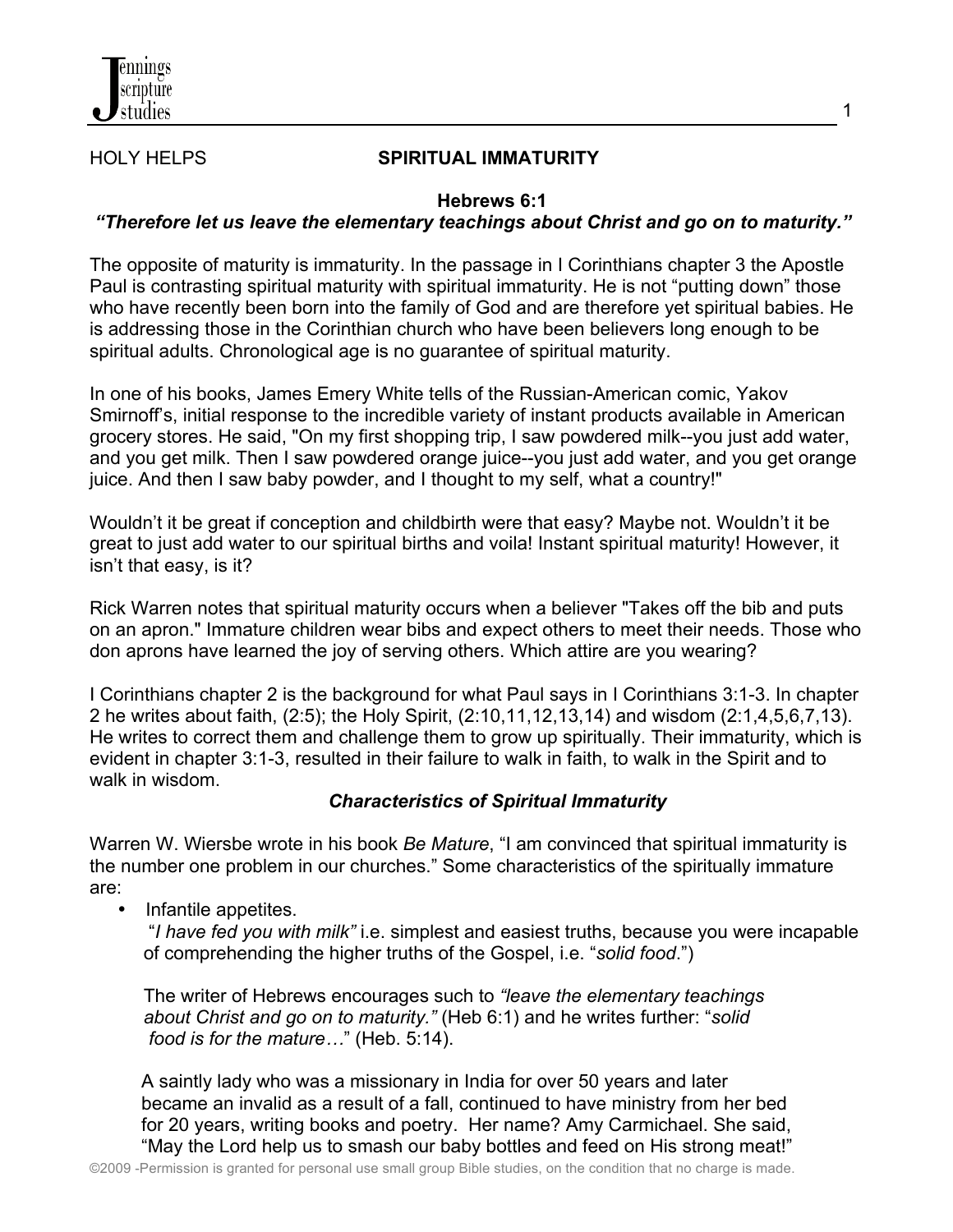HOLY HELPS

# SPIRITUAL IMMATURITY

**Hebrews 6:1**

***"Therefore let us leave the elementary teachings about Christ and go on to maturity."***

The opposite of maturity is immaturity. In the passage in I Corinthians chapter 3 the Apostle Paul is contrasting spiritual maturity with spiritual immaturity. He is not "putting down" those who have recently been born into the family of God and are therefore yet spiritual babies. He is addressing those in the Corinthian church who have been believers long enough to be spiritual adults. Chronological age is no guarantee of spiritual maturity.

In one of his books, James Emery White tells of the Russian-American comic, Yakov Smirnoff's, initial response to the incredible variety of instant products available in American grocery stores. He said, "On my first shopping trip, I saw powdered milk--you just add water, and you get milk. Then I saw powdered orange juice--you just add water, and you get orange juice. And then I saw baby powder, and I thought to my self, what a country!"

Wouldn't it be great if conception and childbirth were that easy? Maybe not. Wouldn't it be great to just add water to our spiritual births and voila! Instant spiritual maturity! However, it isn't that easy, is it?

Rick Warren notes that spiritual maturity occurs when a believer "Takes off the bib and puts on an apron." Immature children wear bibs and expect others to meet their needs. Those who don aprons have learned the joy of serving others. Which attire are you wearing?

I Corinthians chapter 2 is the background for what Paul says in I Corinthians 3:1-3. In chapter 2 he writes about faith, (2:5); the Holy Spirit, (2:10,11,12,13,14) and wisdom (2:1,4,5,6,7,13). He writes to correct them and challenge them to grow up spiritually. Their immaturity, which is evident in chapter 3:1-3, resulted in their failure to walk in faith, to walk in the Spirit and to walk in wisdom.

### *Characteristics of Spiritual Immaturity*

Warren W. Wiersbe wrote in his book *Be Mature*, "I am convinced that spiritual immaturity is the number one problem in our churches." Some characteristics of the spiritually immature are:

- Infantile appetites.

  "*I have fed you with milk"* i.e. simplest and easiest truths, because you were incapable of comprehending the higher truths of the Gospel, i.e. "*solid food*.")

  The writer of Hebrews encourages such to *"leave the elementary teachings about Christ and go on to maturity."* (Heb 6:1) and he writes further: "*solid food is for the mature…*" (Heb. 5:14).

  A saintly lady who was a missionary in India for over 50 years and later became an invalid as a result of a fall, continued to have ministry from her bed for 20 years, writing books and poetry. Her name? Amy Carmichael. She said, "May the Lord help us to smash our baby bottles and feed on His strong meat!"

©2009 -Permission is granted for personal use small group Bible studies, on the condition that no charge is made.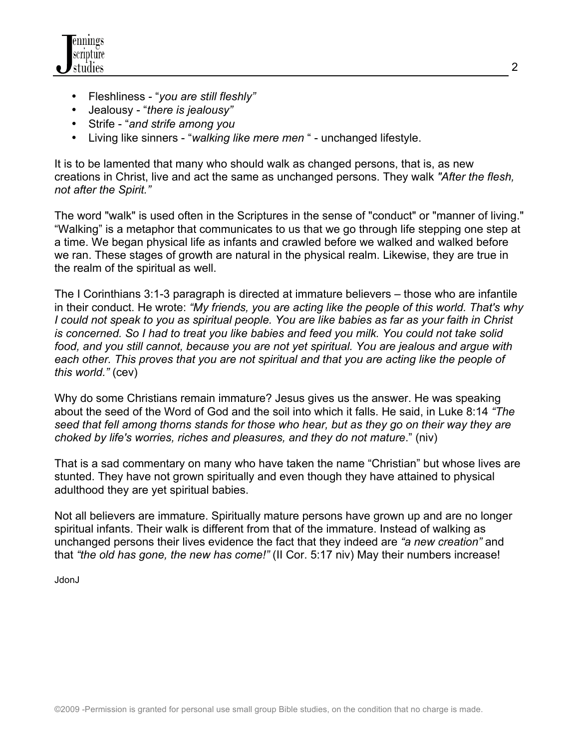- Fleshliness - "*you are still fleshly"*
- Jealousy - "*there is jealousy"*
- Strife - "*and strife among you*
- Living like sinners - "*walking like mere men* " - unchanged lifestyle.

It is to be lamented that many who should walk as changed persons, that is, as new creations in Christ, live and act the same as unchanged persons. They walk *"After the flesh, not after the Spirit."*

The word "walk" is used often in the Scriptures in the sense of "conduct" or "manner of living." "Walking" is a metaphor that communicates to us that we go through life stepping one step at a time. We began physical life as infants and crawled before we walked and walked before we ran. These stages of growth are natural in the physical realm. Likewise, they are true in the realm of the spiritual as well.

The I Corinthians 3:1-3 paragraph is directed at immature believers – those who are infantile in their conduct. He wrote: *"My friends, you are acting like the people of this world. That's why I could not speak to you as spiritual people. You are like babies as far as your faith in Christ is concerned. So I had to treat you like babies and feed you milk. You could not take solid food, and you still cannot, because you are not yet spiritual. You are jealous and argue with each other. This proves that you are not spiritual and that you are acting like the people of this world."* (cev)

Why do some Christians remain immature? Jesus gives us the answer. He was speaking about the seed of the Word of God and the soil into which it falls. He said, in Luke 8:14 *"The seed that fell among thorns stands for those who hear, but as they go on their way they are choked by life's worries, riches and pleasures, and they do not mature*." (niv)

That is a sad commentary on many who have taken the name "Christian" but whose lives are stunted. They have not grown spiritually and even though they have attained to physical adulthood they are yet spiritual babies.

Not all believers are immature. Spiritually mature persons have grown up and are no longer spiritual infants. Their walk is different from that of the immature. Instead of walking as unchanged persons their lives evidence the fact that they indeed are *"a new creation"* and that *"the old has gone, the new has come!"* (II Cor. 5:17 niv) May their numbers increase!

JdonJ

©2009 -Permission is granted for personal use small group Bible studies, on the condition that no charge is made.